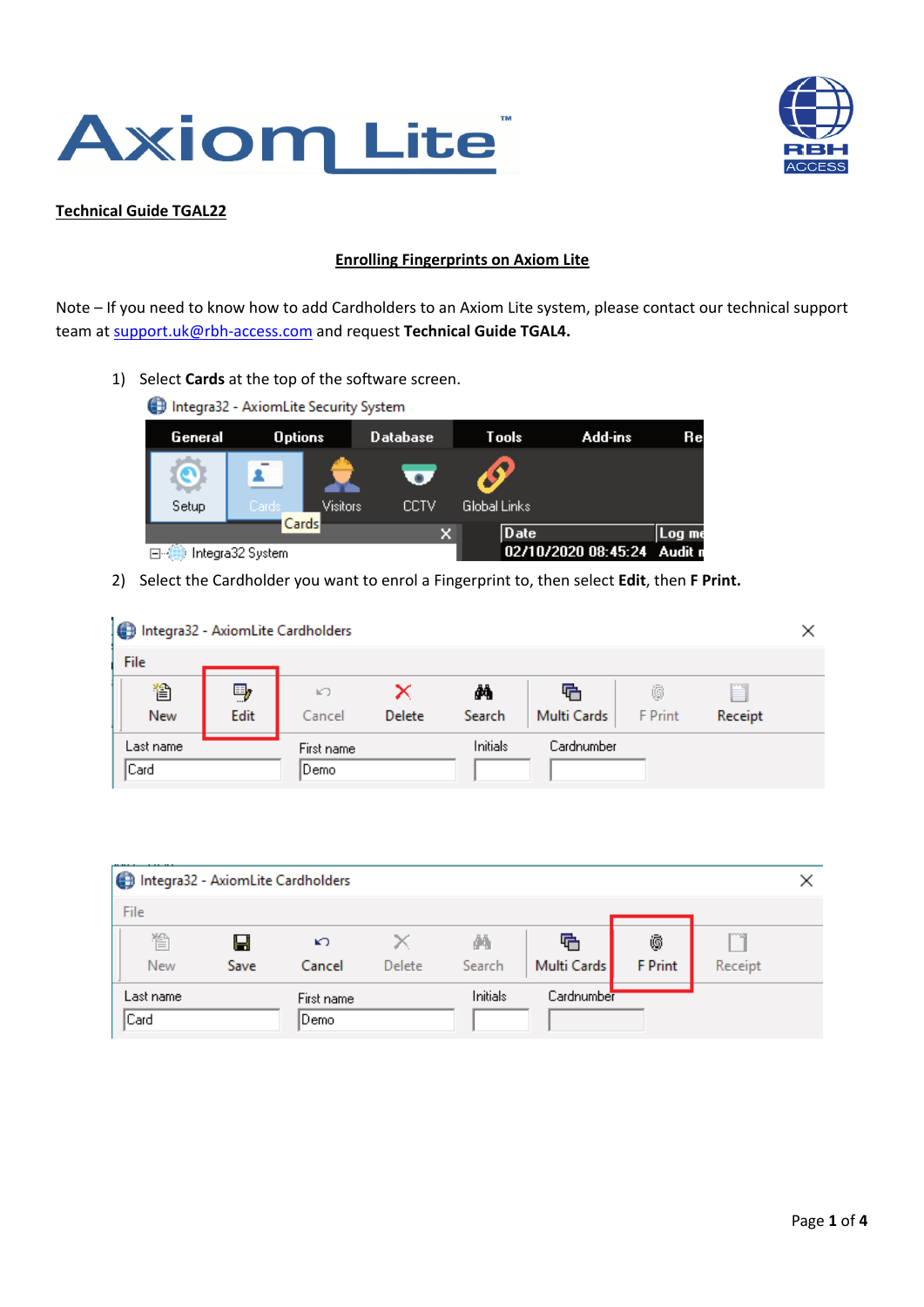**Technical Guide TGAL22**

**Enrolling Fingerprints on Axiom Lite**

Note – If you need to know how to add Cardholders to an Axiom Lite system, please contact our technical support team at support.uk@rbh-access.com and request **Technical Guide TGAL4.**

1) Select **Cards** at the top of the software screen.

2) Select the Cardholder you want to enrol a Fingerprint to, then select **Edit**, then **F Print.**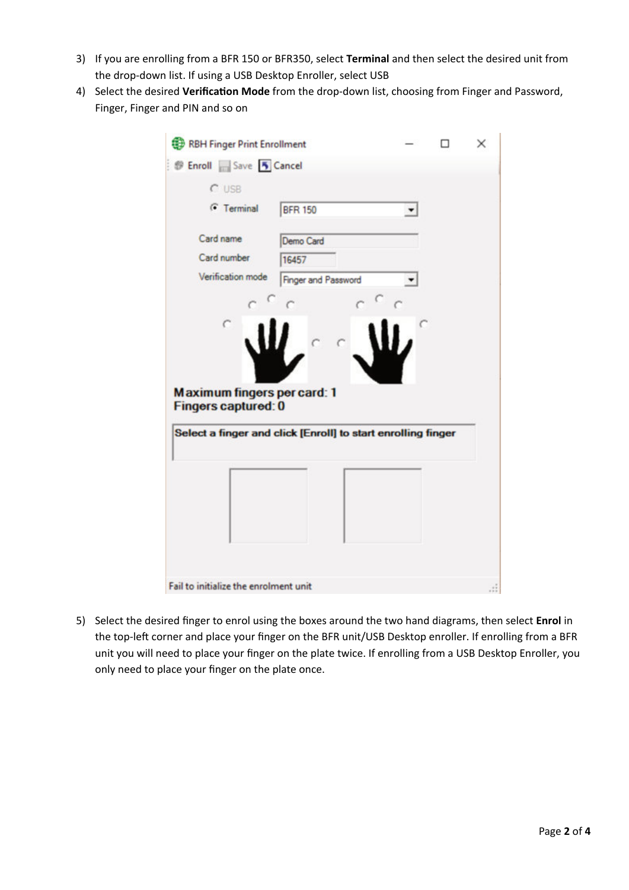3) If you are enrolling from a BFR 150 or BFR350, select **Terminal** and then select the desired unit from the drop-down list. If using a USB Desktop Enroller, select USB
4) Select the desired **Verification Mode** from the drop-down list, choosing from Finger and Password, Finger, Finger and PIN and so on

5) Select the desired finger to enrol using the boxes around the two hand diagrams, then select **Enrol** in the top-left corner and place your finger on the BFR unit/USB Desktop enroller. If enrolling from a BFR unit you will need to place your finger on the plate twice. If enrolling from a USB Desktop Enroller, you only need to place your finger on the plate once.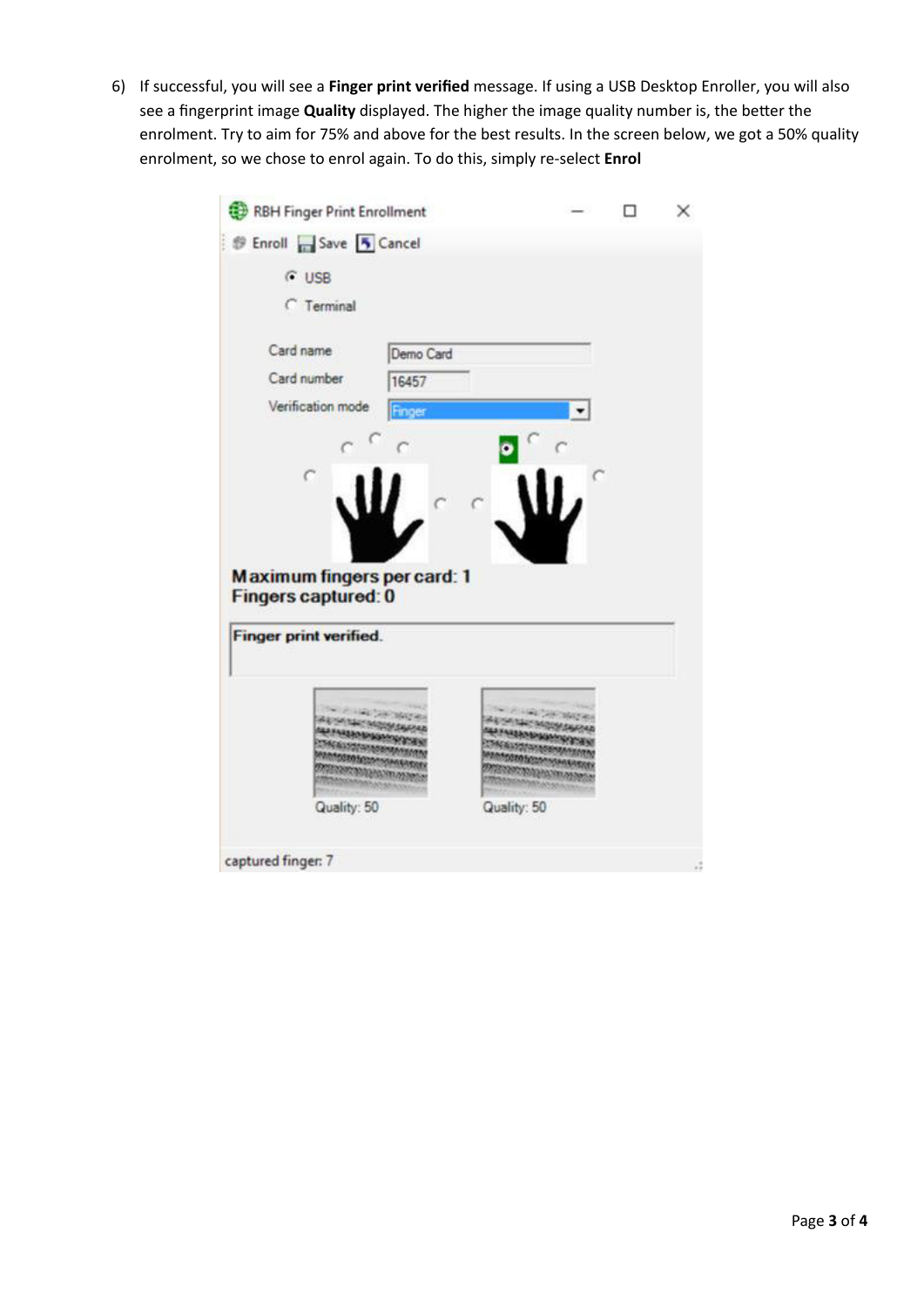6) If successful, you will see a **Finger print verified** message. If using a USB Desktop Enroller, you will also see a fingerprint image **Quality** displayed. The higher the image quality number is, the better the enrolment. Try to aim for 75% and above for the best results. In the screen below, we got a 50% quality enrolment, so we chose to enrol again. To do this, simply re-select **Enrol**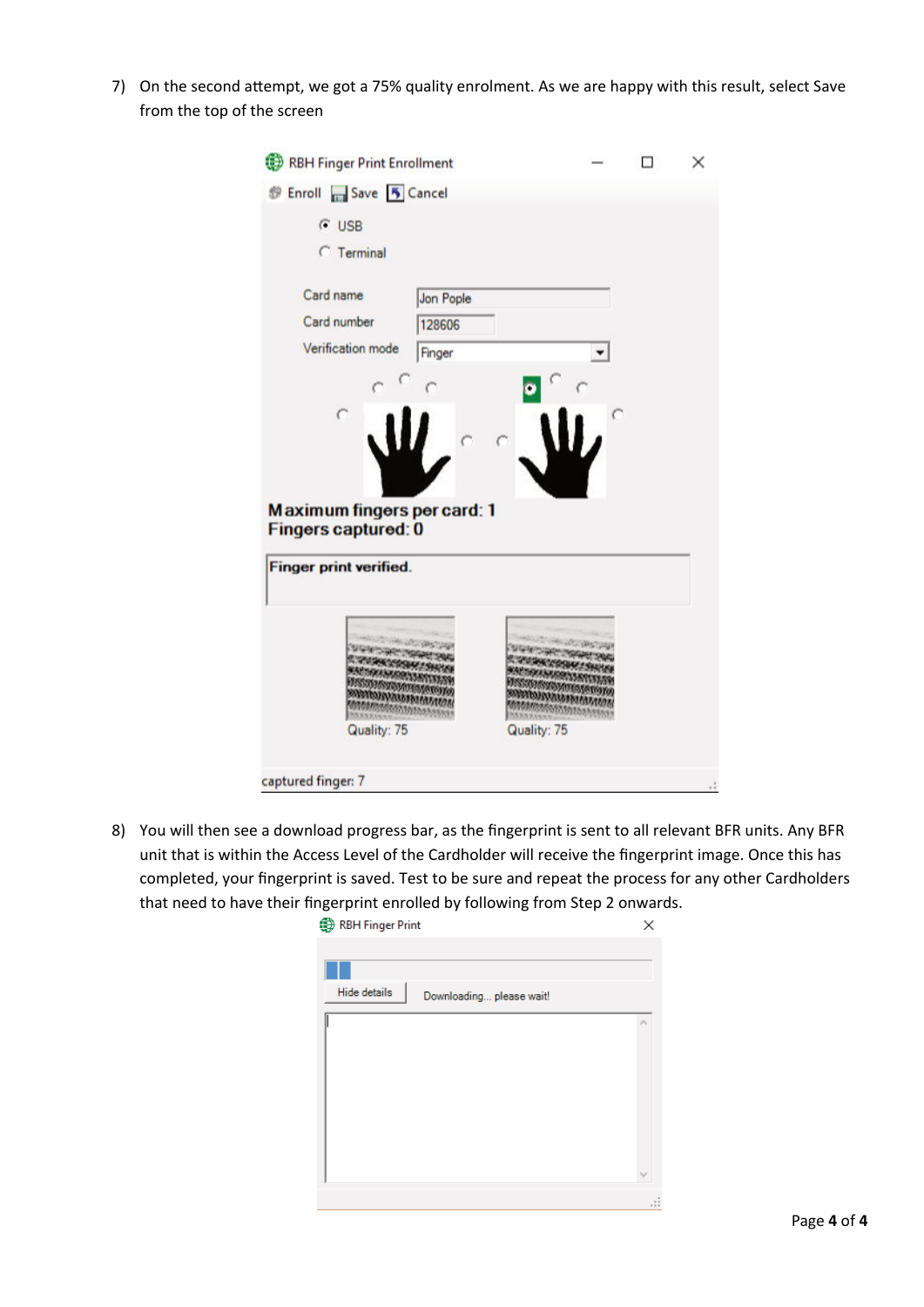7) On the second attempt, we got a 75% quality enrolment. As we are happy with this result, select Save from the top of the screen

8) You will then see a download progress bar, as the fingerprint is sent to all relevant BFR units. Any BFR unit that is within the Access Level of the Cardholder will receive the fingerprint image. Once this has completed, your fingerprint is saved. Test to be sure and repeat the process for any other Cardholders that need to have their fingerprint enrolled by following from Step 2 onwards.